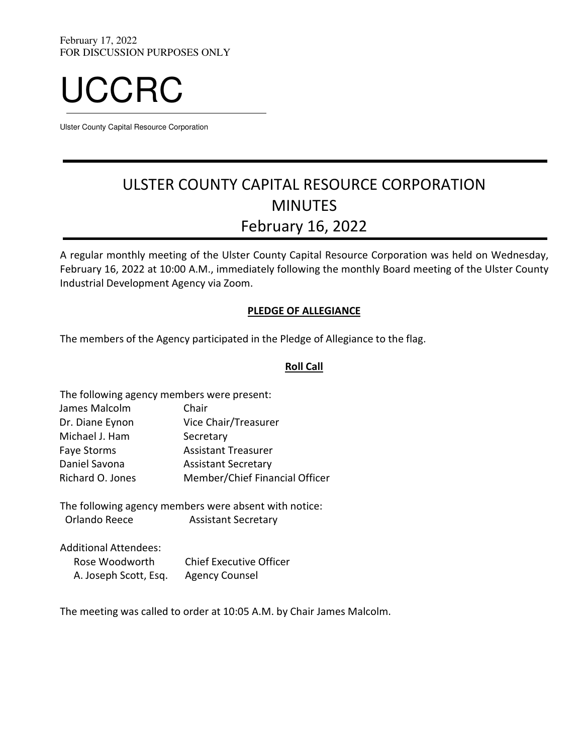February 17, 2022
FOR DISCUSSION PURPOSES ONLY

# UCCRC

Ulster County Capital Resource Corporation

## ULSTER COUNTY CAPITAL RESOURCE CORPORATION MINUTES February 16, 2022

A regular monthly meeting of the Ulster County Capital Resource Corporation was held on Wednesday, February 16, 2022 at 10:00 A.M., immediately following the monthly Board meeting of the Ulster County Industrial Development Agency via Zoom.

### PLEDGE OF ALLEGIANCE

The members of the Agency participated in the Pledge of Allegiance to the flag.

### Roll Call

The following agency members were present:

| | |
|---|---|
| James Malcolm | Chair |
| Dr. Diane Eynon | Vice Chair/Treasurer |
| Michael J. Ham | Secretary |
| Faye Storms | Assistant Treasurer |
| Daniel Savona | Assistant Secretary |
| Richard O. Jones | Member/Chief Financial Officer |

The following agency members were absent with notice:

| | |
|---|---|
| Orlando Reece | Assistant Secretary |

Additional Attendees:

| | |
|---|---|
| Rose Woodworth | Chief Executive Officer |
| A. Joseph Scott, Esq. | Agency Counsel |

The meeting was called to order at 10:05 A.M. by Chair James Malcolm.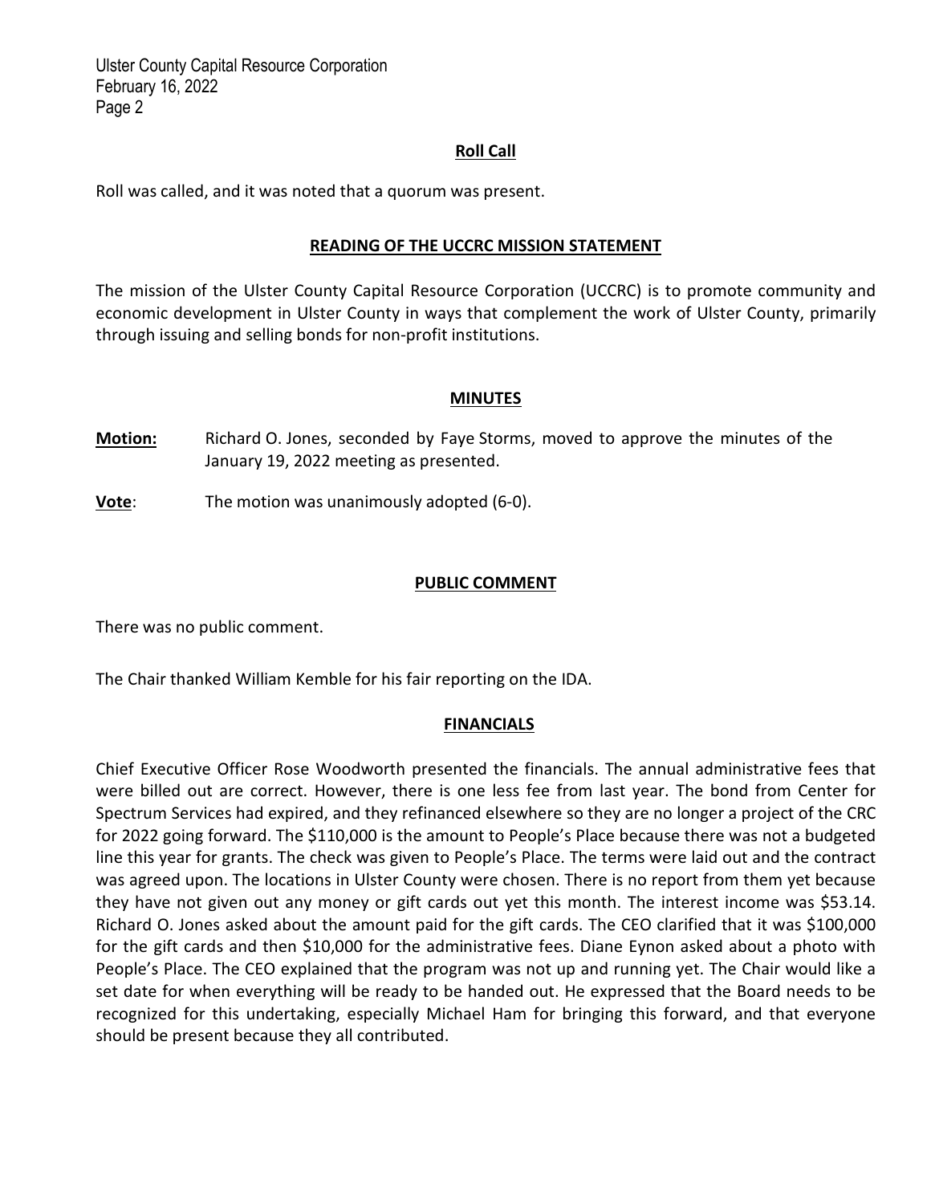## Roll Call

Roll was called, and it was noted that a quorum was present.

## READING OF THE UCCRC MISSION STATEMENT

The mission of the Ulster County Capital Resource Corporation (UCCRC) is to promote community and economic development in Ulster County in ways that complement the work of Ulster County, primarily through issuing and selling bonds for non-profit institutions.

## MINUTES

**Motion:** Richard O. Jones, seconded by Faye Storms, moved to approve the minutes of the January 19, 2022 meeting as presented.

**Vote**: The motion was unanimously adopted (6-0).

## PUBLIC COMMENT

There was no public comment.

The Chair thanked William Kemble for his fair reporting on the IDA.

## FINANCIALS

Chief Executive Officer Rose Woodworth presented the financials. The annual administrative fees that were billed out are correct. However, there is one less fee from last year. The bond from Center for Spectrum Services had expired, and they refinanced elsewhere so they are no longer a project of the CRC for 2022 going forward. The $110,000 is the amount to People's Place because there was not a budgeted line this year for grants. The check was given to People's Place. The terms were laid out and the contract was agreed upon. The locations in Ulster County were chosen. There is no report from them yet because they have not given out any money or gift cards out yet this month. The interest income was $53.14. Richard O. Jones asked about the amount paid for the gift cards. The CEO clarified that it was $100,000 for the gift cards and then $10,000 for the administrative fees. Diane Eynon asked about a photo with People's Place. The CEO explained that the program was not up and running yet. The Chair would like a set date for when everything will be ready to be handed out. He expressed that the Board needs to be recognized for this undertaking, especially Michael Ham for bringing this forward, and that everyone should be present because they all contributed.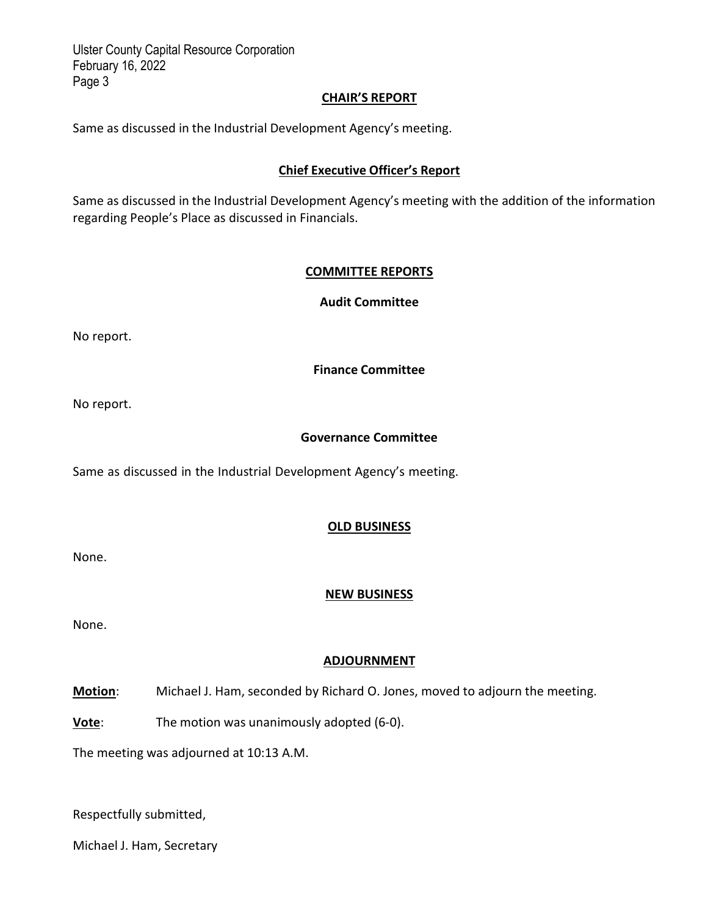## CHAIR'S REPORT

Same as discussed in the Industrial Development Agency's meeting.

## Chief Executive Officer's Report

Same as discussed in the Industrial Development Agency's meeting with the addition of the information regarding People's Place as discussed in Financials.

## COMMITTEE REPORTS

### Audit Committee

No report.

### Finance Committee

No report.

### Governance Committee

Same as discussed in the Industrial Development Agency's meeting.

## OLD BUSINESS

None.

## NEW BUSINESS

None.

## ADJOURNMENT

**Motion**: Michael J. Ham, seconded by Richard O. Jones, moved to adjourn the meeting.

**Vote**: The motion was unanimously adopted (6-0).

The meeting was adjourned at 10:13 A.M.

Respectfully submitted,

Michael J. Ham, Secretary